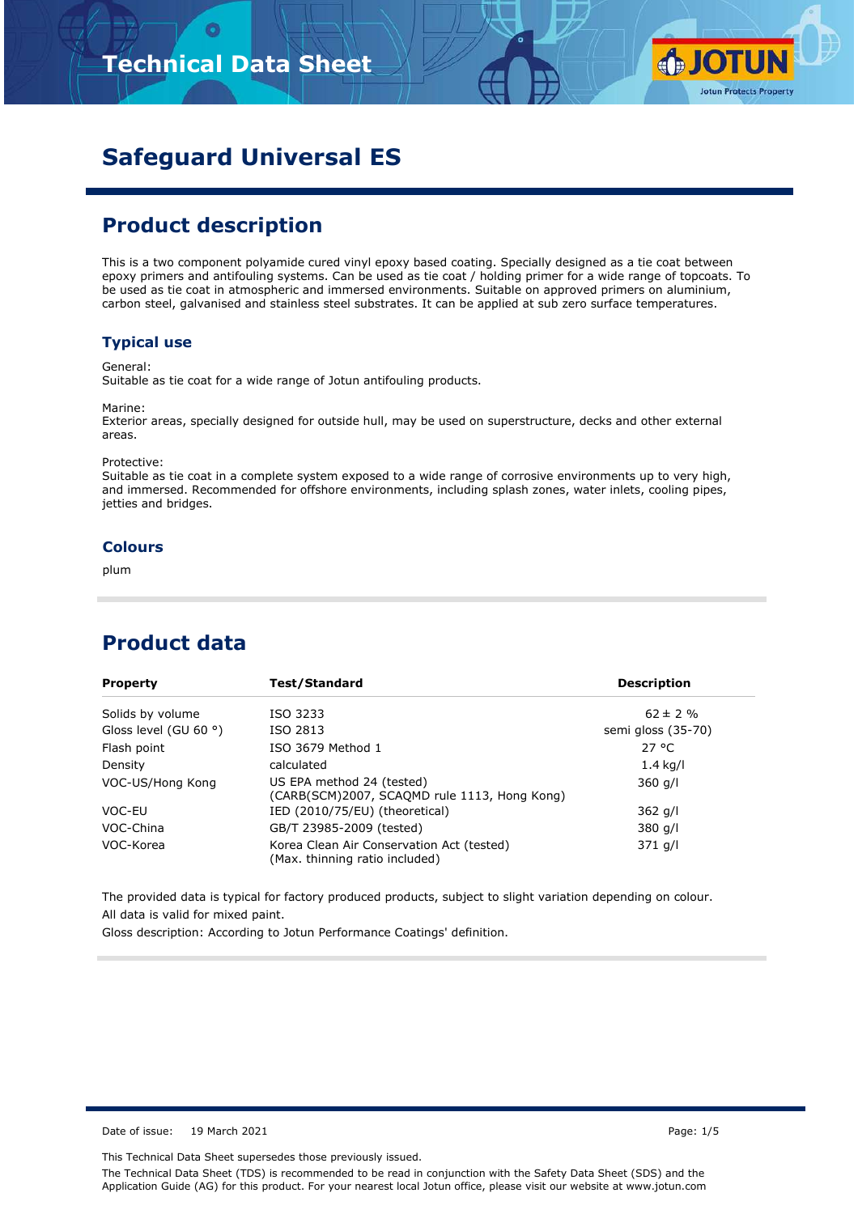# Safeguard Universal ES

## Product description

This is a two component polyamide cured vinyl epoxy based coating. Specially designed as a tie coat between epoxy primers and antifouling systems. Can be used as tie coat / holding primer for a wide range of topcoats. To be used as tie coat in atmospheric and immersed environments. Suitable on approved primers on aluminium, carbon steel, galvanised and stainless steel substrates. It can be applied at sub zero surface temperatures.

### Typical use

General:
Suitable as tie coat for a wide range of Jotun antifouling products.

Marine:
Exterior areas, specially designed for outside hull, may be used on superstructure, decks and other external areas.

Protective:
Suitable as tie coat in a complete system exposed to a wide range of corrosive environments up to very high, and immersed. Recommended for offshore environments, including splash zones, water inlets, cooling pipes, jetties and bridges.

### Colours

plum

## Product data

| Property | Test/Standard | Description |
|---|---|---|
| Solids by volume | ISO 3233 | 62 ± 2 % |
| Gloss level (GU 60 °) | ISO 2813 | semi gloss (35-70) |
| Flash point | ISO 3679 Method 1 | 27 °C |
| Density | calculated | 1.4 kg/l |
| VOC-US/Hong Kong | US EPA method 24 (tested) (CARB(SCM)2007, SCAQMD rule 1113, Hong Kong) | 360 g/l |
| VOC-EU | IED (2010/75/EU) (theoretical) | 362 g/l |
| VOC-China | GB/T 23985-2009 (tested) | 380 g/l |
| VOC-Korea | Korea Clean Air Conservation Act (tested) (Max. thinning ratio included) | 371 g/l |

The provided data is typical for factory produced products, subject to slight variation depending on colour.
All data is valid for mixed paint.
Gloss description: According to Jotun Performance Coatings' definition.

Date of issue: 19 March 2021

This Technical Data Sheet supersedes those previously issued.

The Technical Data Sheet (TDS) is recommended to be read in conjunction with the Safety Data Sheet (SDS) and the Application Guide (AG) for this product. For your nearest local Jotun office, please visit our website at www.jotun.com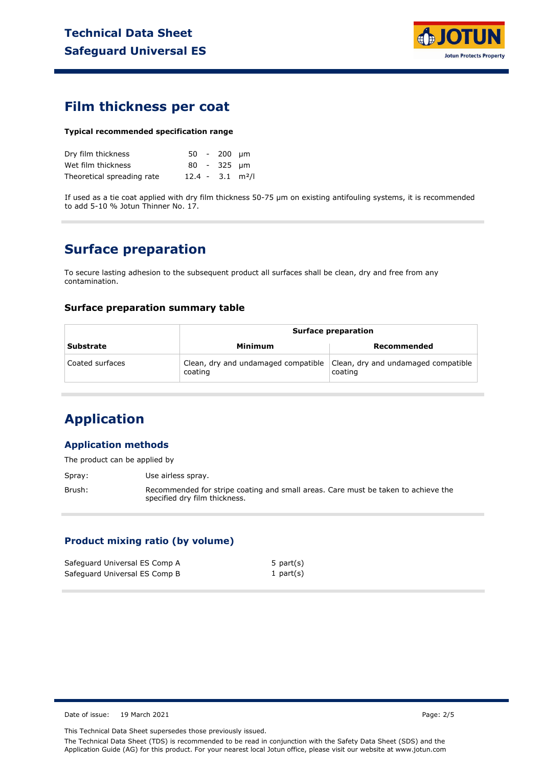# Film thickness per coat

**Typical recommended specification range**

| | | |
|---|---|---|
| Dry film thickness | 50 - 200 | µm |
| Wet film thickness | 80 - 325 | µm |
| Theoretical spreading rate | 12.4 - 3.1 | m²/l |

If used as a tie coat applied with dry film thickness 50-75 µm on existing antifouling systems, it is recommended to add 5-10 % Jotun Thinner No. 17.

# Surface preparation

To secure lasting adhesion to the subsequent product all surfaces shall be clean, dry and free from any contamination.

### Surface preparation summary table

| | Surface preparation | |
|---|---|---|
| **Substrate** | **Minimum** | **Recommended** |
| Coated surfaces | Clean, dry and undamaged compatible coating | Clean, dry and undamaged compatible coating |

# Application

## Application methods

The product can be applied by

Spray: Use airless spray.

Brush: Recommended for stripe coating and small areas. Care must be taken to achieve the specified dry film thickness.

## Product mixing ratio (by volume)

| | |
|---|---|
| Safeguard Universal ES Comp A | 5 part(s) |
| Safeguard Universal ES Comp B | 1 part(s) |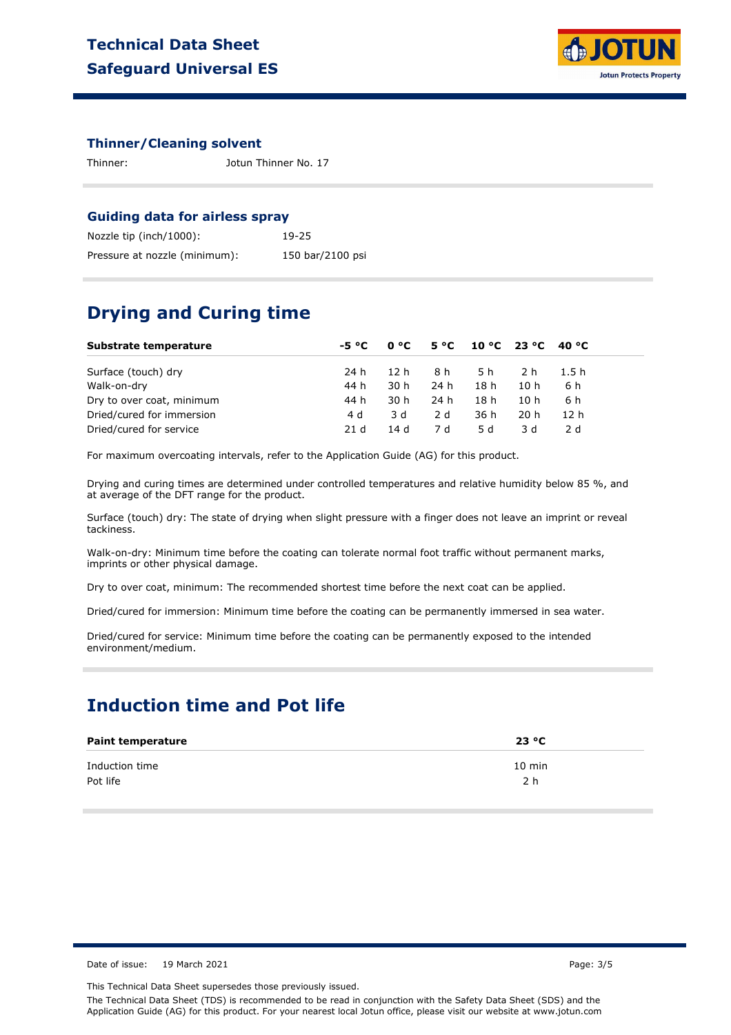### Thinner/Cleaning solvent

Thinner: Jotun Thinner No. 17

### Guiding data for airless spray

Nozzle tip (inch/1000): 19-25

Pressure at nozzle (minimum): 150 bar/2100 psi

## Drying and Curing time

| Substrate temperature | -5 °C | 0 °C | 5 °C | 10 °C | 23 °C | 40 °C |
|---|---|---|---|---|---|---|
| Surface (touch) dry | 24 h | 12 h | 8 h | 5 h | 2 h | 1.5 h |
| Walk-on-dry | 44 h | 30 h | 24 h | 18 h | 10 h | 6 h |
| Dry to over coat, minimum | 44 h | 30 h | 24 h | 18 h | 10 h | 6 h |
| Dried/cured for immersion | 4 d | 3 d | 2 d | 36 h | 20 h | 12 h |
| Dried/cured for service | 21 d | 14 d | 7 d | 5 d | 3 d | 2 d |

For maximum overcoating intervals, refer to the Application Guide (AG) for this product.

Drying and curing times are determined under controlled temperatures and relative humidity below 85 %, and at average of the DFT range for the product.

Surface (touch) dry: The state of drying when slight pressure with a finger does not leave an imprint or reveal tackiness.

Walk-on-dry: Minimum time before the coating can tolerate normal foot traffic without permanent marks, imprints or other physical damage.

Dry to over coat, minimum: The recommended shortest time before the next coat can be applied.

Dried/cured for immersion: Minimum time before the coating can be permanently immersed in sea water.

Dried/cured for service: Minimum time before the coating can be permanently exposed to the intended environment/medium.

## Induction time and Pot life

| Paint temperature | 23 °C |
|---|---|
| Induction time | 10 min |
| Pot life | 2 h |

Date of issue: 19 March 2021

This Technical Data Sheet supersedes those previously issued.

The Technical Data Sheet (TDS) is recommended to be read in conjunction with the Safety Data Sheet (SDS) and the Application Guide (AG) for this product. For your nearest local Jotun office, please visit our website at www.jotun.com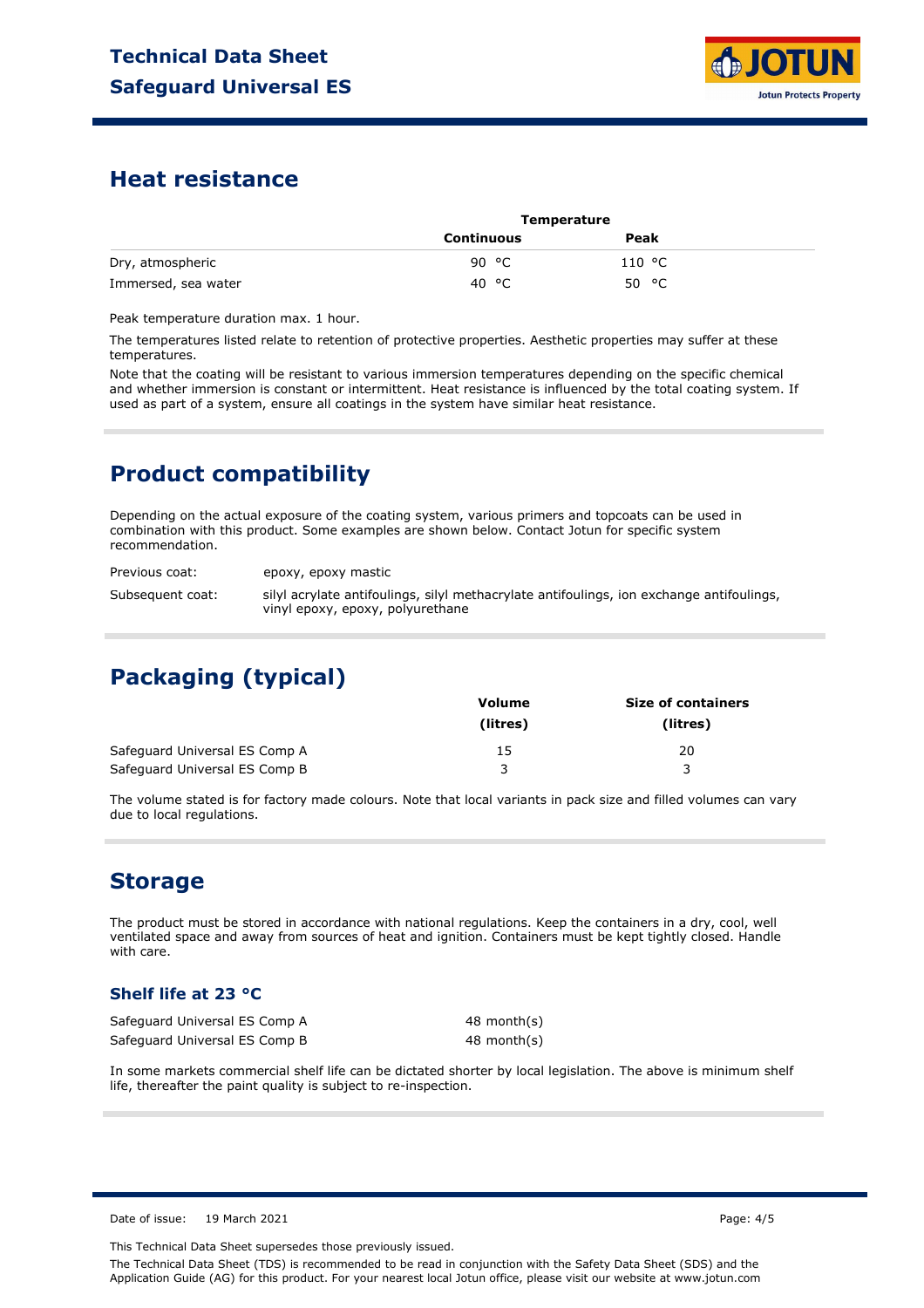## Heat resistance

| | Temperature | |
|---|---|---|
| | Continuous | Peak |
| Dry, atmospheric | 90 °C | 110 °C |
| Immersed, sea water | 40 °C | 50 °C |

Peak temperature duration max. 1 hour.

The temperatures listed relate to retention of protective properties. Aesthetic properties may suffer at these temperatures.

Note that the coating will be resistant to various immersion temperatures depending on the specific chemical and whether immersion is constant or intermittent. Heat resistance is influenced by the total coating system. If used as part of a system, ensure all coatings in the system have similar heat resistance.

## Product compatibility

Depending on the actual exposure of the coating system, various primers and topcoats can be used in combination with this product. Some examples are shown below. Contact Jotun for specific system recommendation.

| | |
|---|---|
| Previous coat: | epoxy, epoxy mastic |
| Subsequent coat: | silyl acrylate antifoulings, silyl methacrylate antifoulings, ion exchange antifoulings, vinyl epoxy, epoxy, polyurethane |

## Packaging (typical)

| | Volume (litres) | Size of containers (litres) |
|---|---|---|
| Safeguard Universal ES Comp A | 15 | 20 |
| Safeguard Universal ES Comp B | 3 | 3 |

The volume stated is for factory made colours. Note that local variants in pack size and filled volumes can vary due to local regulations.

## Storage

The product must be stored in accordance with national regulations. Keep the containers in a dry, cool, well ventilated space and away from sources of heat and ignition. Containers must be kept tightly closed. Handle with care.

### Shelf life at 23 °C

| | |
|---|---|
| Safeguard Universal ES Comp A | 48 month(s) |
| Safeguard Universal ES Comp B | 48 month(s) |

In some markets commercial shelf life can be dictated shorter by local legislation. The above is minimum shelf life, thereafter the paint quality is subject to re-inspection.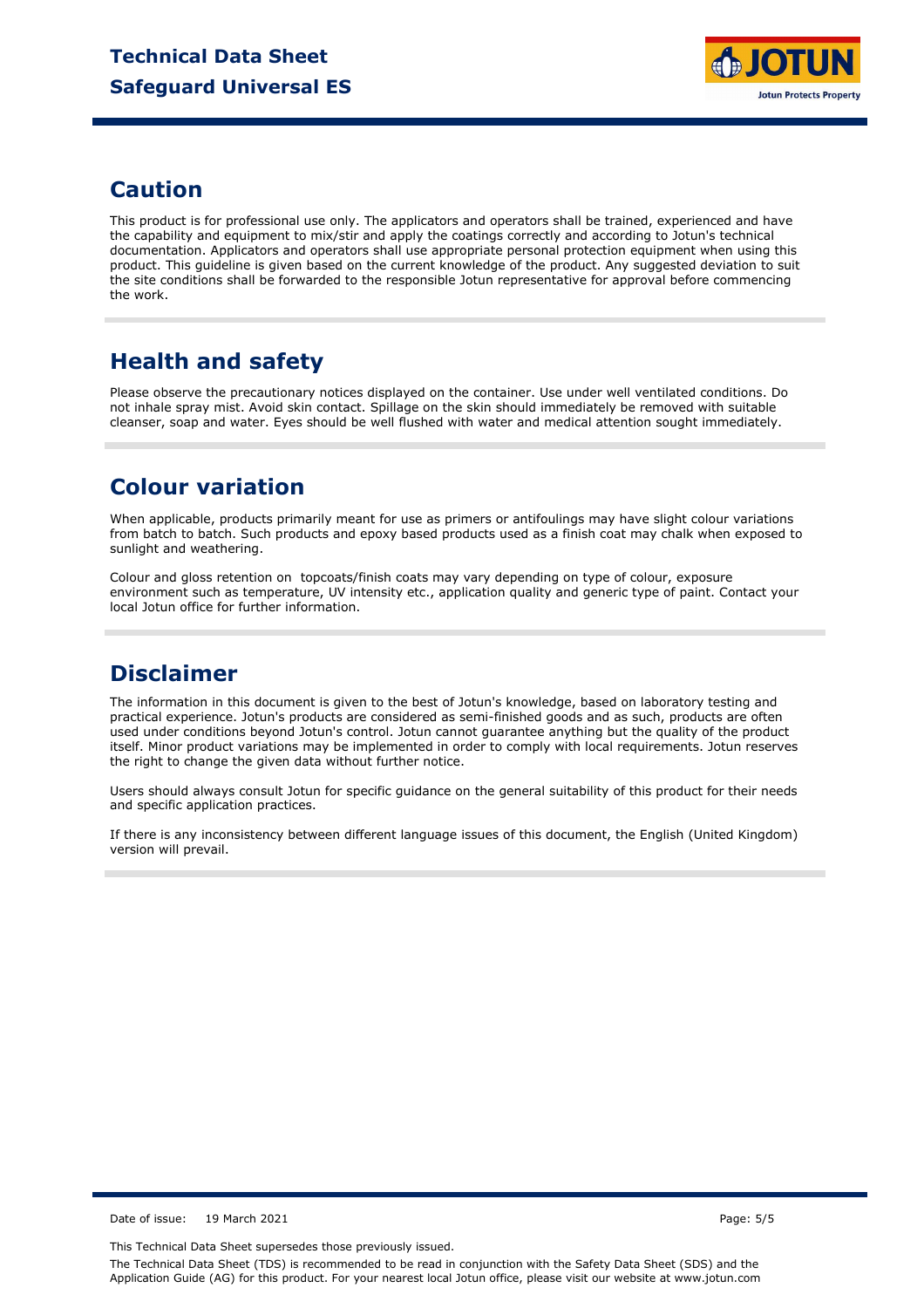## Caution

This product is for professional use only. The applicators and operators shall be trained, experienced and have the capability and equipment to mix/stir and apply the coatings correctly and according to Jotun's technical documentation. Applicators and operators shall use appropriate personal protection equipment when using this product. This guideline is given based on the current knowledge of the product. Any suggested deviation to suit the site conditions shall be forwarded to the responsible Jotun representative for approval before commencing the work.

## Health and safety

Please observe the precautionary notices displayed on the container. Use under well ventilated conditions. Do not inhale spray mist. Avoid skin contact. Spillage on the skin should immediately be removed with suitable cleanser, soap and water. Eyes should be well flushed with water and medical attention sought immediately.

## Colour variation

When applicable, products primarily meant for use as primers or antifoulings may have slight colour variations from batch to batch. Such products and epoxy based products used as a finish coat may chalk when exposed to sunlight and weathering.

Colour and gloss retention on topcoats/finish coats may vary depending on type of colour, exposure environment such as temperature, UV intensity etc., application quality and generic type of paint. Contact your local Jotun office for further information.

## Disclaimer

The information in this document is given to the best of Jotun's knowledge, based on laboratory testing and practical experience. Jotun's products are considered as semi-finished goods and as such, products are often used under conditions beyond Jotun's control. Jotun cannot guarantee anything but the quality of the product itself. Minor product variations may be implemented in order to comply with local requirements. Jotun reserves the right to change the given data without further notice.

Users should always consult Jotun for specific guidance on the general suitability of this product for their needs and specific application practices.

If there is any inconsistency between different language issues of this document, the English (United Kingdom) version will prevail.